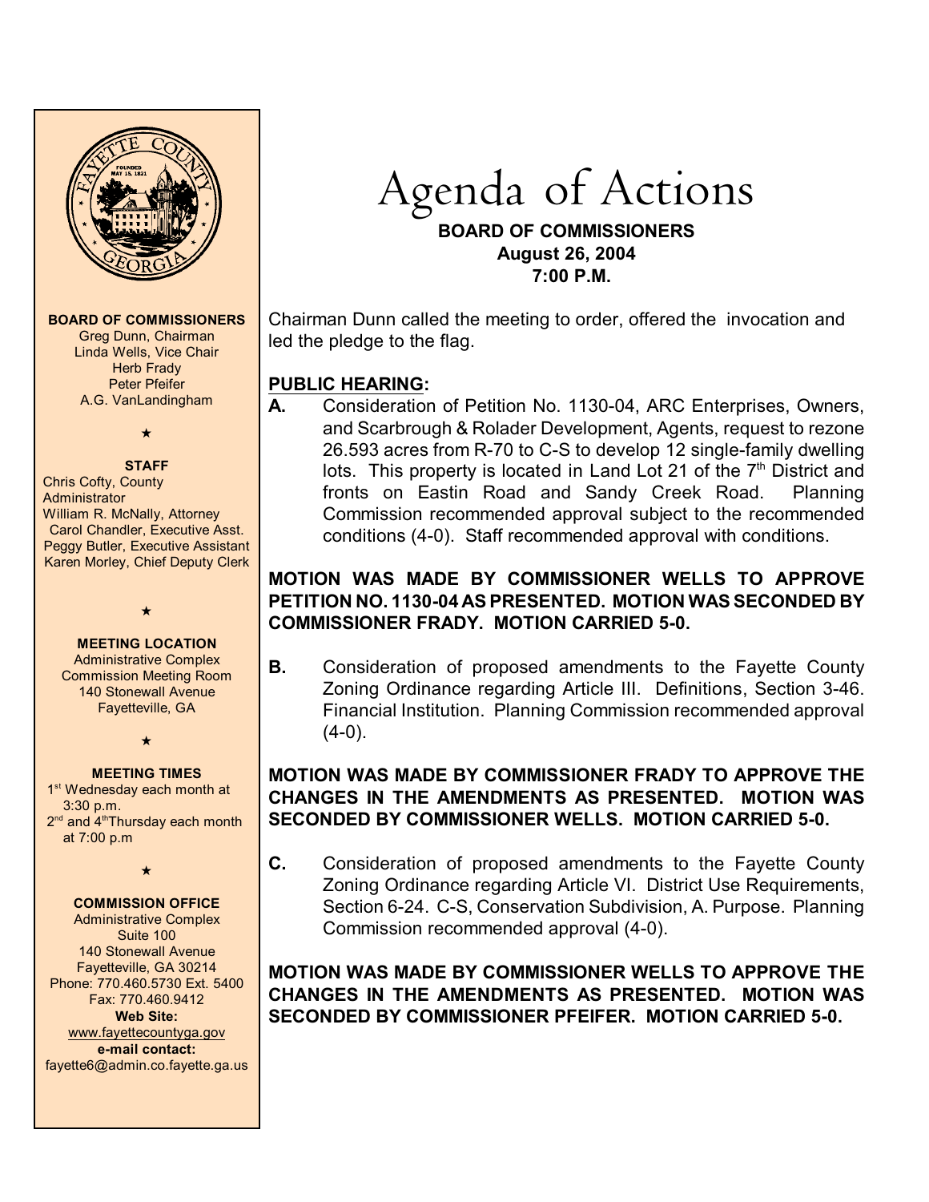# Agenda of Actions

**BOARD OF COMMISSIONERS**
**August 26, 2004**
**7:00 P.M.**

**BOARD OF COMMISSIONERS**
Greg Dunn, Chairman
Linda Wells, Vice Chair
Herb Frady
Peter Pfeifer
A.G. VanLandingham

★

**STAFF**
Chris Cofty, County Administrator
William R. McNally, Attorney
Carol Chandler, Executive Asst.
Peggy Butler, Executive Assistant
Karen Morley, Chief Deputy Clerk

★

**MEETING LOCATION**
Administrative Complex
Commission Meeting Room
140 Stonewall Avenue
Fayetteville, GA

★

**MEETING TIMES**
1st Wednesday each month at 3:30 p.m.
2nd and 4th Thursday each month at 7:00 p.m

★

**COMMISSION OFFICE**
Administrative Complex
Suite 100
140 Stonewall Avenue
Fayetteville, GA 30214
Phone: 770.460.5730 Ext. 5400
Fax: 770.460.9412
**Web Site:**
www.fayettecountyga.gov
**e-mail contact:**
fayette6@admin.co.fayette.ga.us

Chairman Dunn called the meeting to order, offered the invocation and led the pledge to the flag.

## PUBLIC HEARING:

**A.** Consideration of Petition No. 1130-04, ARC Enterprises, Owners, and Scarbrough & Rolader Development, Agents, request to rezone 26.593 acres from R-70 to C-S to develop 12 single-family dwelling lots. This property is located in Land Lot 21 of the 7th District and fronts on Eastin Road and Sandy Creek Road. Planning Commission recommended approval subject to the recommended conditions (4-0). Staff recommended approval with conditions.

**MOTION WAS MADE BY COMMISSIONER WELLS TO APPROVE PETITION NO. 1130-04 AS PRESENTED. MOTION WAS SECONDED BY COMMISSIONER FRADY. MOTION CARRIED 5-0.**

**B.** Consideration of proposed amendments to the Fayette County Zoning Ordinance regarding Article III. Definitions, Section 3-46. Financial Institution. Planning Commission recommended approval (4-0).

**MOTION WAS MADE BY COMMISSIONER FRADY TO APPROVE THE CHANGES IN THE AMENDMENTS AS PRESENTED. MOTION WAS SECONDED BY COMMISSIONER WELLS. MOTION CARRIED 5-0.**

**C.** Consideration of proposed amendments to the Fayette County Zoning Ordinance regarding Article VI. District Use Requirements, Section 6-24. C-S, Conservation Subdivision, A. Purpose. Planning Commission recommended approval (4-0).

**MOTION WAS MADE BY COMMISSIONER WELLS TO APPROVE THE CHANGES IN THE AMENDMENTS AS PRESENTED. MOTION WAS SECONDED BY COMMISSIONER PFEIFER. MOTION CARRIED 5-0.**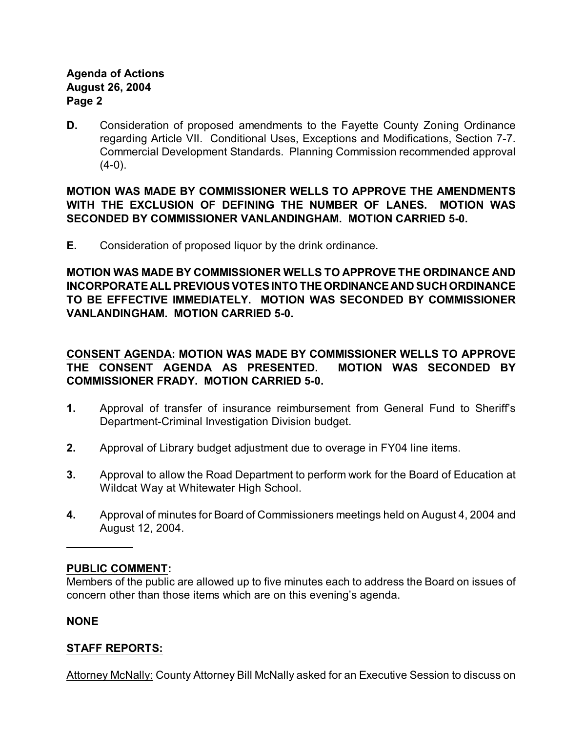**D.** Consideration of proposed amendments to the Fayette County Zoning Ordinance regarding Article VII. Conditional Uses, Exceptions and Modifications, Section 7-7. Commercial Development Standards. Planning Commission recommended approval (4-0).

**MOTION WAS MADE BY COMMISSIONER WELLS TO APPROVE THE AMENDMENTS WITH THE EXCLUSION OF DEFINING THE NUMBER OF LANES. MOTION WAS SECONDED BY COMMISSIONER VANLANDINGHAM. MOTION CARRIED 5-0.**

**E.** Consideration of proposed liquor by the drink ordinance.

**MOTION WAS MADE BY COMMISSIONER WELLS TO APPROVE THE ORDINANCE AND INCORPORATE ALL PREVIOUS VOTES INTO THE ORDINANCE AND SUCH ORDINANCE TO BE EFFECTIVE IMMEDIATELY. MOTION WAS SECONDED BY COMMISSIONER VANLANDINGHAM. MOTION CARRIED 5-0.**

**<u>CONSENT AGENDA</u>: MOTION WAS MADE BY COMMISSIONER WELLS TO APPROVE THE CONSENT AGENDA AS PRESENTED. MOTION WAS SECONDED BY COMMISSIONER FRADY. MOTION CARRIED 5-0.**

**1.** Approval of transfer of insurance reimbursement from General Fund to Sheriff's Department-Criminal Investigation Division budget.

**2.** Approval of Library budget adjustment due to overage in FY04 line items.

**3.** Approval to allow the Road Department to perform work for the Board of Education at Wildcat Way at Whitewater High School.

**4.** Approval of minutes for Board of Commissioners meetings held on August 4, 2004 and August 12, 2004.

---

**<u>PUBLIC COMMENT</u>:**

Members of the public are allowed up to five minutes each to address the Board on issues of concern other than those items which are on this evening's agenda.

**NONE**

**<u>STAFF REPORTS:</u>**

<u>Attorney McNally:</u> County Attorney Bill McNally asked for an Executive Session to discuss on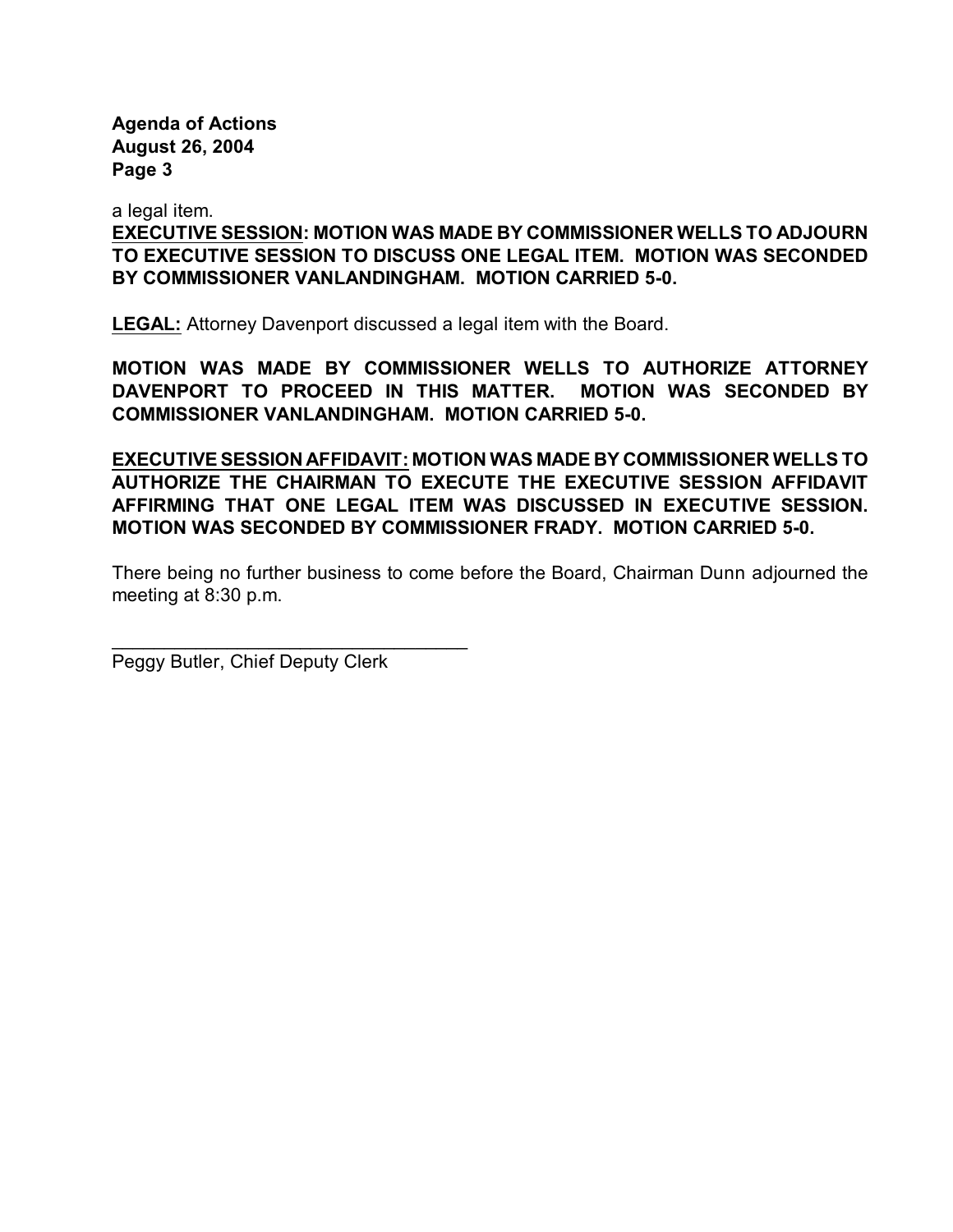a legal item.

**EXECUTIVE SESSION: MOTION WAS MADE BY COMMISSIONER WELLS TO ADJOURN TO EXECUTIVE SESSION TO DISCUSS ONE LEGAL ITEM. MOTION WAS SECONDED BY COMMISSIONER VANLANDINGHAM. MOTION CARRIED 5-0.**

**LEGAL:** Attorney Davenport discussed a legal item with the Board.

**MOTION WAS MADE BY COMMISSIONER WELLS TO AUTHORIZE ATTORNEY DAVENPORT TO PROCEED IN THIS MATTER. MOTION WAS SECONDED BY COMMISSIONER VANLANDINGHAM. MOTION CARRIED 5-0.**

**EXECUTIVE SESSION AFFIDAVIT: MOTION WAS MADE BY COMMISSIONER WELLS TO AUTHORIZE THE CHAIRMAN TO EXECUTE THE EXECUTIVE SESSION AFFIDAVIT AFFIRMING THAT ONE LEGAL ITEM WAS DISCUSSED IN EXECUTIVE SESSION. MOTION WAS SECONDED BY COMMISSIONER FRADY. MOTION CARRIED 5-0.**

There being no further business to come before the Board, Chairman Dunn adjourned the meeting at 8:30 p.m.

\_\_\_\_\_\_\_\_\_\_\_\_\_\_\_\_\_\_\_\_\_\_\_\_\_\_\_\_\_\_\_\_\_\_\_

Peggy Butler, Chief Deputy Clerk